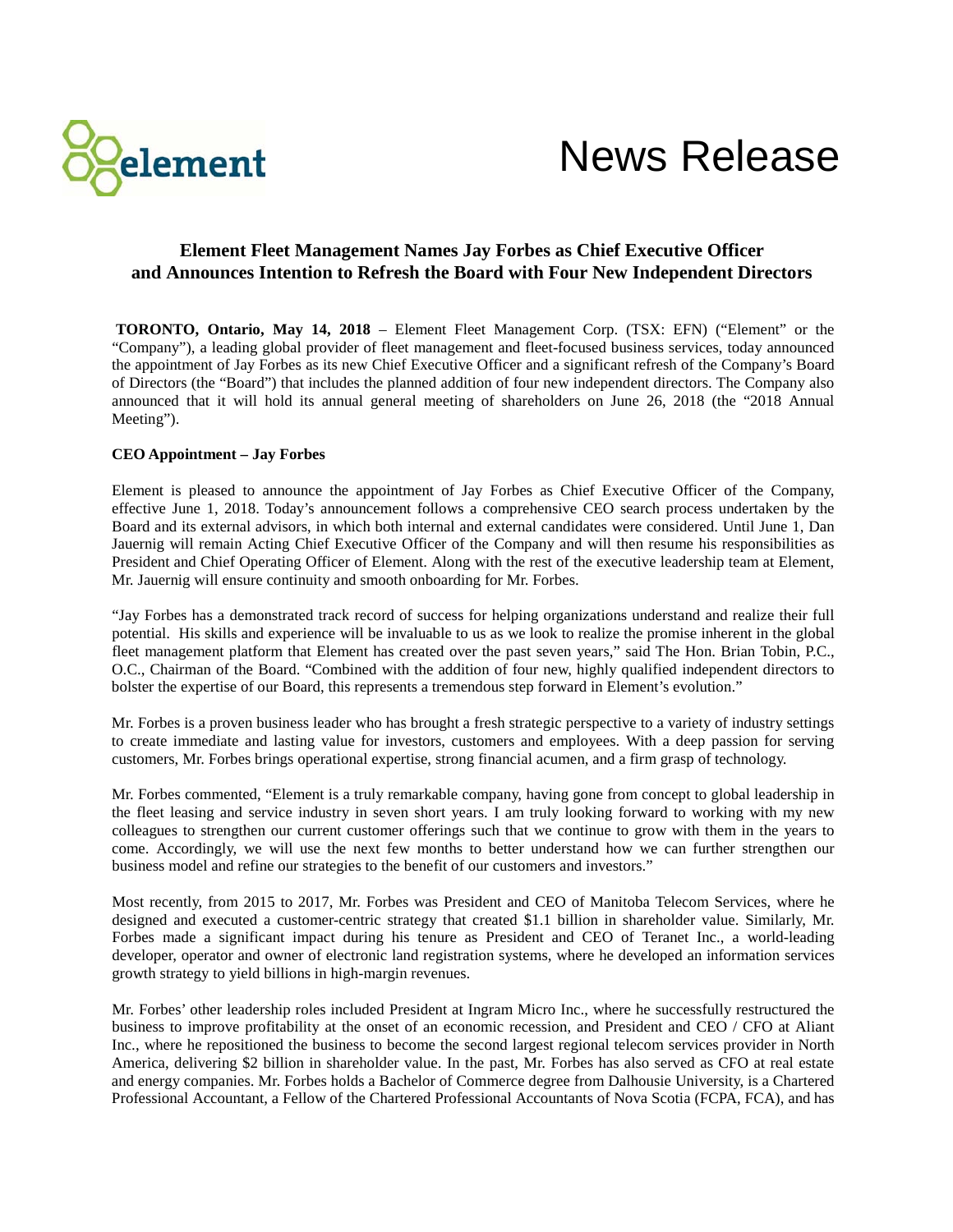element

# News Release

## Element Fleet Management Names Jay Forbes as Chief Executive Officer and Announces Intention to Refresh the Board with Four New Independent Directors

**TORONTO, Ontario, May 14, 2018** – Element Fleet Management Corp. (TSX: EFN) ("Element" or the "Company"), a leading global provider of fleet management and fleet-focused business services, today announced the appointment of Jay Forbes as its new Chief Executive Officer and a significant refresh of the Company's Board of Directors (the "Board") that includes the planned addition of four new independent directors. The Company also announced that it will hold its annual general meeting of shareholders on June 26, 2018 (the "2018 Annual Meeting").

**CEO Appointment – Jay Forbes**

Element is pleased to announce the appointment of Jay Forbes as Chief Executive Officer of the Company, effective June 1, 2018. Today's announcement follows a comprehensive CEO search process undertaken by the Board and its external advisors, in which both internal and external candidates were considered. Until June 1, Dan Jauernig will remain Acting Chief Executive Officer of the Company and will then resume his responsibilities as President and Chief Operating Officer of Element. Along with the rest of the executive leadership team at Element, Mr. Jauernig will ensure continuity and smooth onboarding for Mr. Forbes.

"Jay Forbes has a demonstrated track record of success for helping organizations understand and realize their full potential. His skills and experience will be invaluable to us as we look to realize the promise inherent in the global fleet management platform that Element has created over the past seven years," said The Hon. Brian Tobin, P.C., O.C., Chairman of the Board. "Combined with the addition of four new, highly qualified independent directors to bolster the expertise of our Board, this represents a tremendous step forward in Element's evolution."

Mr. Forbes is a proven business leader who has brought a fresh strategic perspective to a variety of industry settings to create immediate and lasting value for investors, customers and employees. With a deep passion for serving customers, Mr. Forbes brings operational expertise, strong financial acumen, and a firm grasp of technology.

Mr. Forbes commented, "Element is a truly remarkable company, having gone from concept to global leadership in the fleet leasing and service industry in seven short years. I am truly looking forward to working with my new colleagues to strengthen our current customer offerings such that we continue to grow with them in the years to come. Accordingly, we will use the next few months to better understand how we can further strengthen our business model and refine our strategies to the benefit of our customers and investors."

Most recently, from 2015 to 2017, Mr. Forbes was President and CEO of Manitoba Telecom Services, where he designed and executed a customer-centric strategy that created $1.1 billion in shareholder value. Similarly, Mr. Forbes made a significant impact during his tenure as President and CEO of Teranet Inc., a world-leading developer, operator and owner of electronic land registration systems, where he developed an information services growth strategy to yield billions in high-margin revenues.

Mr. Forbes' other leadership roles included President at Ingram Micro Inc., where he successfully restructured the business to improve profitability at the onset of an economic recession, and President and CEO / CFO at Aliant Inc., where he repositioned the business to become the second largest regional telecom services provider in North America, delivering $2 billion in shareholder value. In the past, Mr. Forbes has also served as CFO at real estate and energy companies. Mr. Forbes holds a Bachelor of Commerce degree from Dalhousie University, is a Chartered Professional Accountant, a Fellow of the Chartered Professional Accountants of Nova Scotia (FCPA, FCA), and has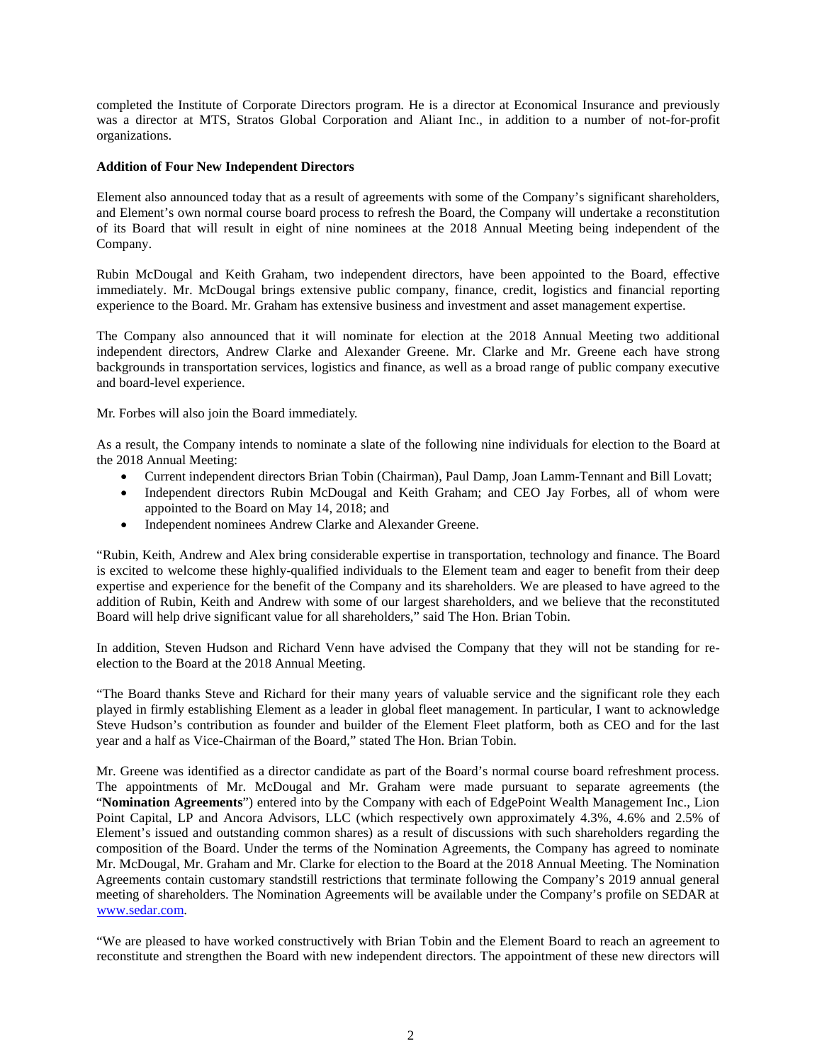completed the Institute of Corporate Directors program. He is a director at Economical Insurance and previously was a director at MTS, Stratos Global Corporation and Aliant Inc., in addition to a number of not-for-profit organizations.

**Addition of Four New Independent Directors**

Element also announced today that as a result of agreements with some of the Company's significant shareholders, and Element's own normal course board process to refresh the Board, the Company will undertake a reconstitution of its Board that will result in eight of nine nominees at the 2018 Annual Meeting being independent of the Company.

Rubin McDougal and Keith Graham, two independent directors, have been appointed to the Board, effective immediately. Mr. McDougal brings extensive public company, finance, credit, logistics and financial reporting experience to the Board. Mr. Graham has extensive business and investment and asset management expertise.

The Company also announced that it will nominate for election at the 2018 Annual Meeting two additional independent directors, Andrew Clarke and Alexander Greene. Mr. Clarke and Mr. Greene each have strong backgrounds in transportation services, logistics and finance, as well as a broad range of public company executive and board-level experience.

Mr. Forbes will also join the Board immediately.

As a result, the Company intends to nominate a slate of the following nine individuals for election to the Board at the 2018 Annual Meeting:

- Current independent directors Brian Tobin (Chairman), Paul Damp, Joan Lamm-Tennant and Bill Lovatt;
- Independent directors Rubin McDougal and Keith Graham; and CEO Jay Forbes, all of whom were appointed to the Board on May 14, 2018; and
- Independent nominees Andrew Clarke and Alexander Greene.

"Rubin, Keith, Andrew and Alex bring considerable expertise in transportation, technology and finance. The Board is excited to welcome these highly-qualified individuals to the Element team and eager to benefit from their deep expertise and experience for the benefit of the Company and its shareholders. We are pleased to have agreed to the addition of Rubin, Keith and Andrew with some of our largest shareholders, and we believe that the reconstituted Board will help drive significant value for all shareholders," said The Hon. Brian Tobin.

In addition, Steven Hudson and Richard Venn have advised the Company that they will not be standing for re-election to the Board at the 2018 Annual Meeting.

"The Board thanks Steve and Richard for their many years of valuable service and the significant role they each played in firmly establishing Element as a leader in global fleet management. In particular, I want to acknowledge Steve Hudson's contribution as founder and builder of the Element Fleet platform, both as CEO and for the last year and a half as Vice-Chairman of the Board," stated The Hon. Brian Tobin.

Mr. Greene was identified as a director candidate as part of the Board's normal course board refreshment process. The appointments of Mr. McDougal and Mr. Graham were made pursuant to separate agreements (the "**Nomination Agreements**") entered into by the Company with each of EdgePoint Wealth Management Inc., Lion Point Capital, LP and Ancora Advisors, LLC (which respectively own approximately 4.3%, 4.6% and 2.5% of Element's issued and outstanding common shares) as a result of discussions with such shareholders regarding the composition of the Board. Under the terms of the Nomination Agreements, the Company has agreed to nominate Mr. McDougal, Mr. Graham and Mr. Clarke for election to the Board at the 2018 Annual Meeting. The Nomination Agreements contain customary standstill restrictions that terminate following the Company's 2019 annual general meeting of shareholders. The Nomination Agreements will be available under the Company's profile on SEDAR at www.sedar.com.

"We are pleased to have worked constructively with Brian Tobin and the Element Board to reach an agreement to reconstitute and strengthen the Board with new independent directors. The appointment of these new directors will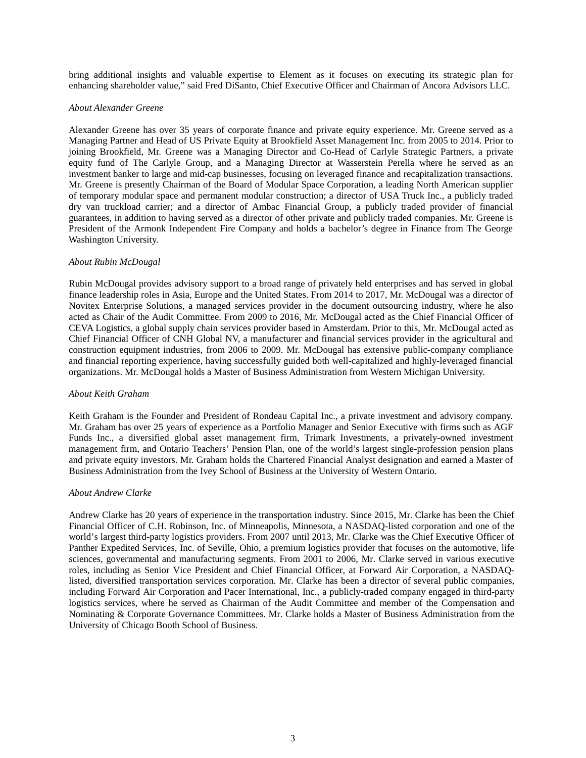bring additional insights and valuable expertise to Element as it focuses on executing its strategic plan for enhancing shareholder value," said Fred DiSanto, Chief Executive Officer and Chairman of Ancora Advisors LLC.

*About Alexander Greene*

Alexander Greene has over 35 years of corporate finance and private equity experience. Mr. Greene served as a Managing Partner and Head of US Private Equity at Brookfield Asset Management Inc. from 2005 to 2014. Prior to joining Brookfield, Mr. Greene was a Managing Director and Co-Head of Carlyle Strategic Partners, a private equity fund of The Carlyle Group, and a Managing Director at Wasserstein Perella where he served as an investment banker to large and mid-cap businesses, focusing on leveraged finance and recapitalization transactions. Mr. Greene is presently Chairman of the Board of Modular Space Corporation, a leading North American supplier of temporary modular space and permanent modular construction; a director of USA Truck Inc., a publicly traded dry van truckload carrier; and a director of Ambac Financial Group, a publicly traded provider of financial guarantees, in addition to having served as a director of other private and publicly traded companies. Mr. Greene is President of the Armonk Independent Fire Company and holds a bachelor's degree in Finance from The George Washington University.

*About Rubin McDougal*

Rubin McDougal provides advisory support to a broad range of privately held enterprises and has served in global finance leadership roles in Asia, Europe and the United States. From 2014 to 2017, Mr. McDougal was a director of Novitex Enterprise Solutions, a managed services provider in the document outsourcing industry, where he also acted as Chair of the Audit Committee. From 2009 to 2016, Mr. McDougal acted as the Chief Financial Officer of CEVA Logistics, a global supply chain services provider based in Amsterdam. Prior to this, Mr. McDougal acted as Chief Financial Officer of CNH Global NV, a manufacturer and financial services provider in the agricultural and construction equipment industries, from 2006 to 2009. Mr. McDougal has extensive public-company compliance and financial reporting experience, having successfully guided both well-capitalized and highly-leveraged financial organizations. Mr. McDougal holds a Master of Business Administration from Western Michigan University.

*About Keith Graham*

Keith Graham is the Founder and President of Rondeau Capital Inc., a private investment and advisory company. Mr. Graham has over 25 years of experience as a Portfolio Manager and Senior Executive with firms such as AGF Funds Inc., a diversified global asset management firm, Trimark Investments, a privately-owned investment management firm, and Ontario Teachers' Pension Plan, one of the world's largest single-profession pension plans and private equity investors. Mr. Graham holds the Chartered Financial Analyst designation and earned a Master of Business Administration from the Ivey School of Business at the University of Western Ontario.

*About Andrew Clarke*

Andrew Clarke has 20 years of experience in the transportation industry. Since 2015, Mr. Clarke has been the Chief Financial Officer of C.H. Robinson, Inc. of Minneapolis, Minnesota, a NASDAQ-listed corporation and one of the world's largest third-party logistics providers. From 2007 until 2013, Mr. Clarke was the Chief Executive Officer of Panther Expedited Services, Inc. of Seville, Ohio, a premium logistics provider that focuses on the automotive, life sciences, governmental and manufacturing segments. From 2001 to 2006, Mr. Clarke served in various executive roles, including as Senior Vice President and Chief Financial Officer, at Forward Air Corporation, a NASDAQ-listed, diversified transportation services corporation. Mr. Clarke has been a director of several public companies, including Forward Air Corporation and Pacer International, Inc., a publicly-traded company engaged in third-party logistics services, where he served as Chairman of the Audit Committee and member of the Compensation and Nominating & Corporate Governance Committees. Mr. Clarke holds a Master of Business Administration from the University of Chicago Booth School of Business.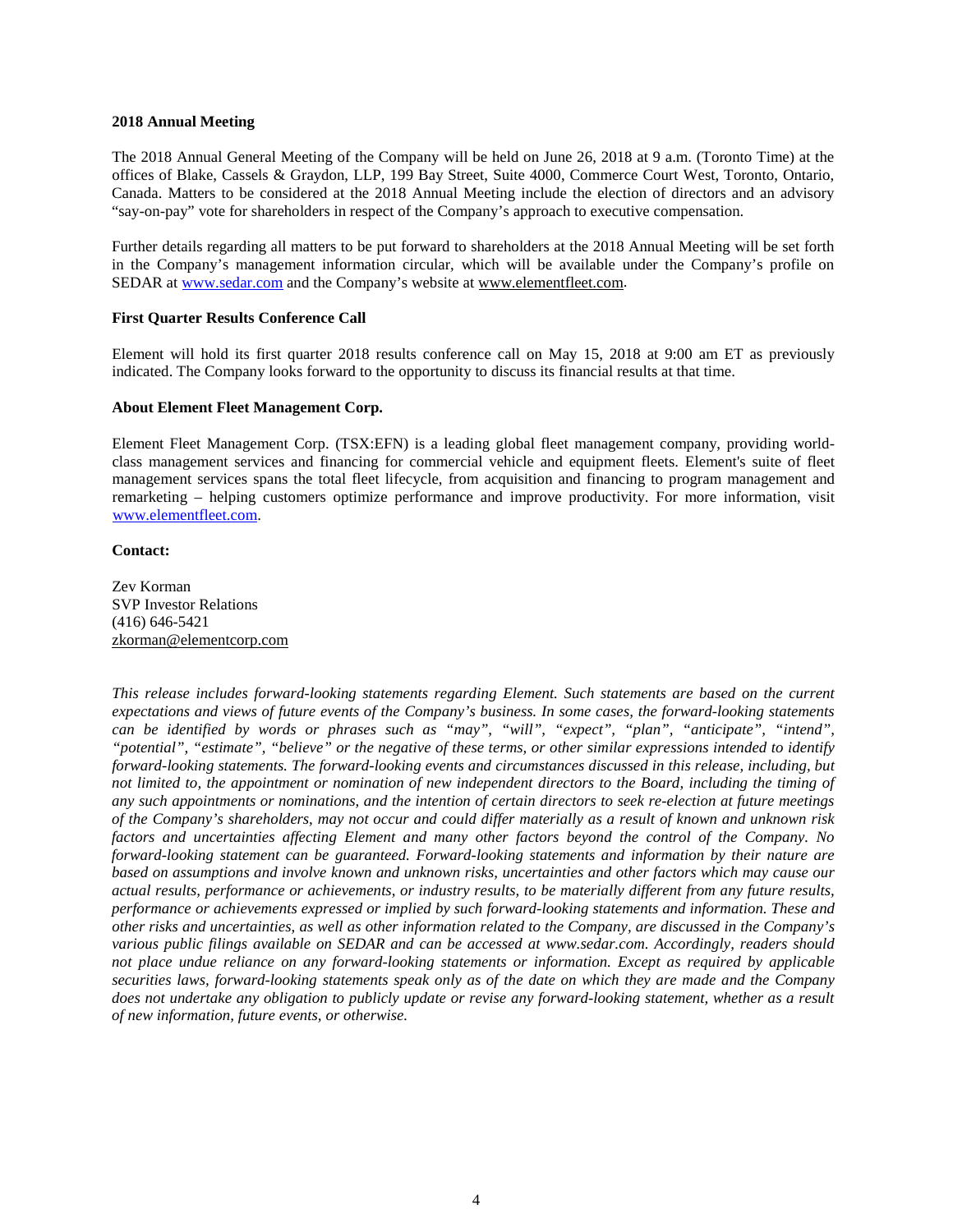**2018 Annual Meeting**

The 2018 Annual General Meeting of the Company will be held on June 26, 2018 at 9 a.m. (Toronto Time) at the offices of Blake, Cassels & Graydon, LLP, 199 Bay Street, Suite 4000, Commerce Court West, Toronto, Ontario, Canada. Matters to be considered at the 2018 Annual Meeting include the election of directors and an advisory "say-on-pay" vote for shareholders in respect of the Company's approach to executive compensation.

Further details regarding all matters to be put forward to shareholders at the 2018 Annual Meeting will be set forth in the Company's management information circular, which will be available under the Company's profile on SEDAR at www.sedar.com and the Company's website at www.elementfleet.com.

**First Quarter Results Conference Call**

Element will hold its first quarter 2018 results conference call on May 15, 2018 at 9:00 am ET as previously indicated. The Company looks forward to the opportunity to discuss its financial results at that time.

**About Element Fleet Management Corp.**

Element Fleet Management Corp. (TSX:EFN) is a leading global fleet management company, providing world-class management services and financing for commercial vehicle and equipment fleets. Element's suite of fleet management services spans the total fleet lifecycle, from acquisition and financing to program management and remarketing – helping customers optimize performance and improve productivity. For more information, visit www.elementfleet.com.

**Contact:**

Zev Korman
SVP Investor Relations
(416) 646-5421
zkorman@elementcorp.com

*This release includes forward-looking statements regarding Element. Such statements are based on the current expectations and views of future events of the Company's business. In some cases, the forward-looking statements can be identified by words or phrases such as "may", "will", "expect", "plan", "anticipate", "intend", "potential", "estimate", "believe" or the negative of these terms, or other similar expressions intended to identify forward-looking statements. The forward-looking events and circumstances discussed in this release, including, but not limited to, the appointment or nomination of new independent directors to the Board, including the timing of any such appointments or nominations, and the intention of certain directors to seek re-election at future meetings of the Company's shareholders, may not occur and could differ materially as a result of known and unknown risk factors and uncertainties affecting Element and many other factors beyond the control of the Company. No forward-looking statement can be guaranteed. Forward-looking statements and information by their nature are based on assumptions and involve known and unknown risks, uncertainties and other factors which may cause our actual results, performance or achievements, or industry results, to be materially different from any future results, performance or achievements expressed or implied by such forward-looking statements and information. These and other risks and uncertainties, as well as other information related to the Company, are discussed in the Company's various public filings available on SEDAR and can be accessed at www.sedar.com. Accordingly, readers should not place undue reliance on any forward-looking statements or information. Except as required by applicable securities laws, forward-looking statements speak only as of the date on which they are made and the Company does not undertake any obligation to publicly update or revise any forward-looking statement, whether as a result of new information, future events, or otherwise.*